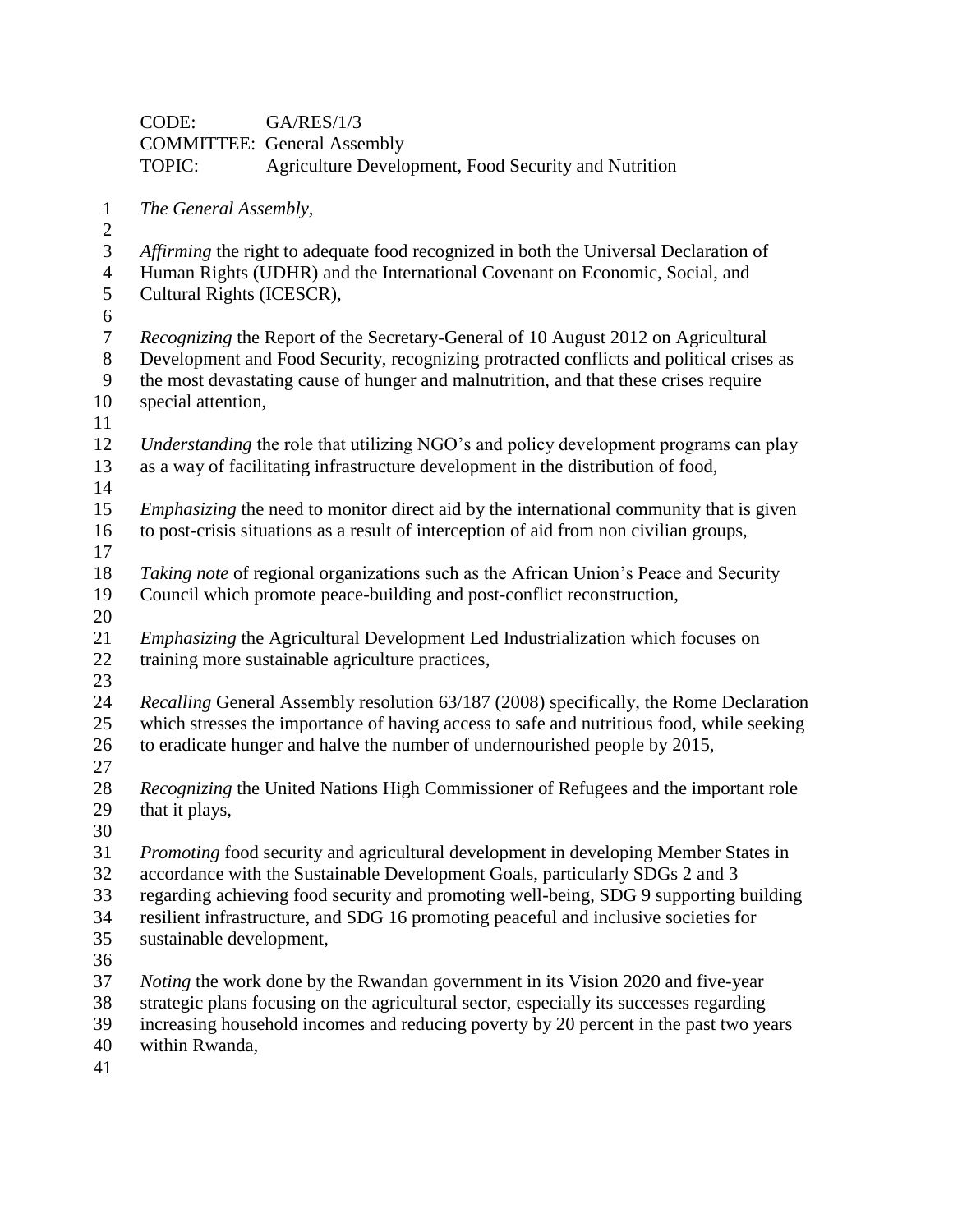CODE: GA/RES/1/3
COMMITTEE: General Assembly
TOPIC: Agriculture Development, Food Security and Nutrition

*The General Assembly,*

*Affirming* the right to adequate food recognized in both the Universal Declaration of Human Rights (UDHR) and the International Covenant on Economic, Social, and Cultural Rights (ICESCR),

*Recognizing* the Report of the Secretary-General of 10 August 2012 on Agricultural Development and Food Security, recognizing protracted conflicts and political crises as the most devastating cause of hunger and malnutrition, and that these crises require special attention,

*Understanding* the role that utilizing NGO's and policy development programs can play as a way of facilitating infrastructure development in the distribution of food,

*Emphasizing* the need to monitor direct aid by the international community that is given to post-crisis situations as a result of interception of aid from non civilian groups,

*Taking note* of regional organizations such as the African Union's Peace and Security Council which promote peace-building and post-conflict reconstruction,

*Emphasizing* the Agricultural Development Led Industrialization which focuses on training more sustainable agriculture practices,

*Recalling* General Assembly resolution 63/187 (2008) specifically, the Rome Declaration which stresses the importance of having access to safe and nutritious food, while seeking to eradicate hunger and halve the number of undernourished people by 2015,

*Recognizing* the United Nations High Commissioner of Refugees and the important role that it plays,

*Promoting* food security and agricultural development in developing Member States in accordance with the Sustainable Development Goals, particularly SDGs 2 and 3 regarding achieving food security and promoting well-being, SDG 9 supporting building resilient infrastructure, and SDG 16 promoting peaceful and inclusive societies for sustainable development,

*Noting* the work done by the Rwandan government in its Vision 2020 and five-year strategic plans focusing on the agricultural sector, especially its successes regarding increasing household incomes and reducing poverty by 20 percent in the past two years within Rwanda,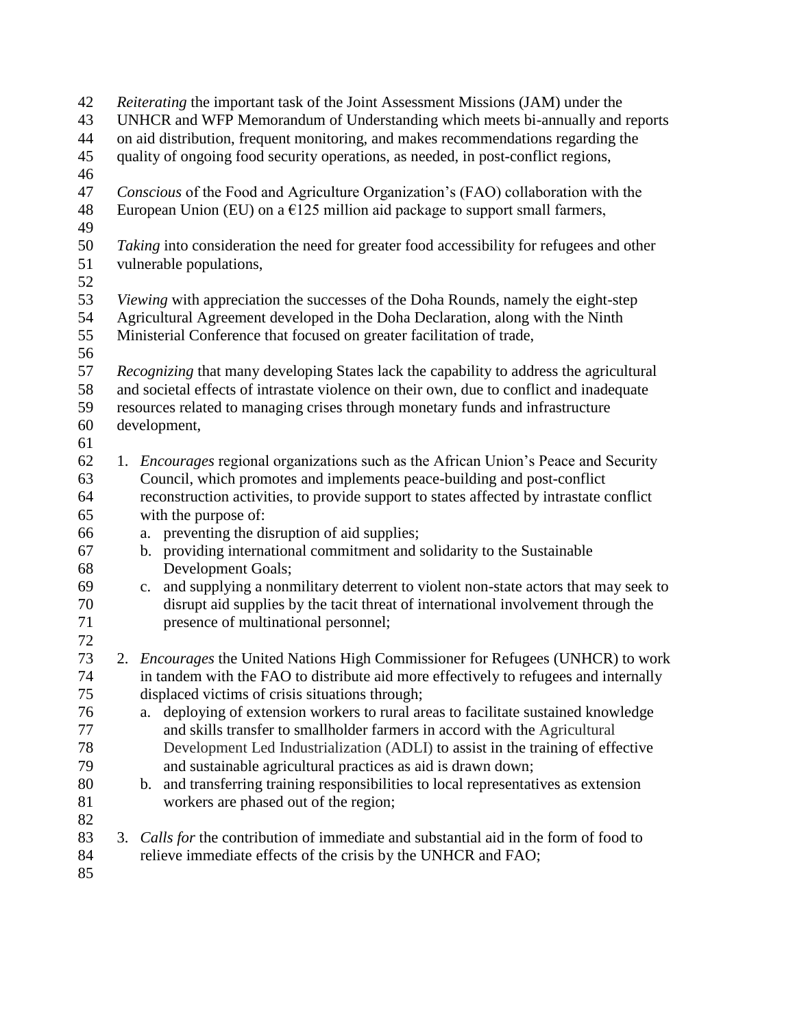*Reiterating* the important task of the Joint Assessment Missions (JAM) under the UNHCR and WFP Memorandum of Understanding which meets bi-annually and reports on aid distribution, frequent monitoring, and makes recommendations regarding the quality of ongoing food security operations, as needed, in post-conflict regions,

*Conscious* of the Food and Agriculture Organization's (FAO) collaboration with the European Union (EU) on a €125 million aid package to support small farmers,

*Taking* into consideration the need for greater food accessibility for refugees and other vulnerable populations,

*Viewing* with appreciation the successes of the Doha Rounds, namely the eight-step Agricultural Agreement developed in the Doha Declaration, along with the Ninth Ministerial Conference that focused on greater facilitation of trade,

*Recognizing* that many developing States lack the capability to address the agricultural and societal effects of intrastate violence on their own, due to conflict and inadequate resources related to managing crises through monetary funds and infrastructure development,

1. *Encourages* regional organizations such as the African Union's Peace and Security Council, which promotes and implements peace-building and post-conflict reconstruction activities, to provide support to states affected by intrastate conflict with the purpose of:
   a. preventing the disruption of aid supplies;
   b. providing international commitment and solidarity to the Sustainable Development Goals;
   c. and supplying a nonmilitary deterrent to violent non-state actors that may seek to disrupt aid supplies by the tacit threat of international involvement through the presence of multinational personnel;

2. *Encourages* the United Nations High Commissioner for Refugees (UNHCR) to work in tandem with the FAO to distribute aid more effectively to refugees and internally displaced victims of crisis situations through;
   a. deploying of extension workers to rural areas to facilitate sustained knowledge and skills transfer to smallholder farmers in accord with the Agricultural Development Led Industrialization (ADLI) to assist in the training of effective and sustainable agricultural practices as aid is drawn down;
   b. and transferring training responsibilities to local representatives as extension workers are phased out of the region;

3. *Calls for* the contribution of immediate and substantial aid in the form of food to relieve immediate effects of the crisis by the UNHCR and FAO;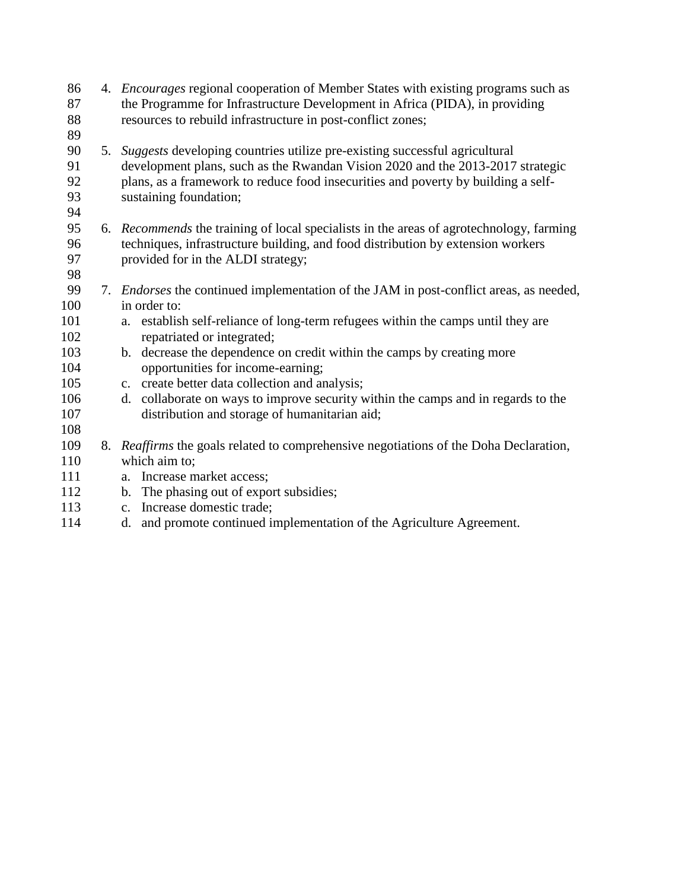4. *Encourages* regional cooperation of Member States with existing programs such as the Programme for Infrastructure Development in Africa (PIDA), in providing resources to rebuild infrastructure in post-conflict zones;

5. *Suggests* developing countries utilize pre-existing successful agricultural development plans, such as the Rwandan Vision 2020 and the 2013-2017 strategic plans, as a framework to reduce food insecurities and poverty by building a self-sustaining foundation;

6. *Recommends* the training of local specialists in the areas of agrotechnology, farming techniques, infrastructure building, and food distribution by extension workers provided for in the ALDI strategy;

7. *Endorses* the continued implementation of the JAM in post-conflict areas, as needed, in order to:
   a. establish self-reliance of long-term refugees within the camps until they are repatriated or integrated;
   b. decrease the dependence on credit within the camps by creating more opportunities for income-earning;
   c. create better data collection and analysis;
   d. collaborate on ways to improve security within the camps and in regards to the distribution and storage of humanitarian aid;

8. *Reaffirms* the goals related to comprehensive negotiations of the Doha Declaration, which aim to;
   a. Increase market access;
   b. The phasing out of export subsidies;
   c. Increase domestic trade;
   d. and promote continued implementation of the Agriculture Agreement.